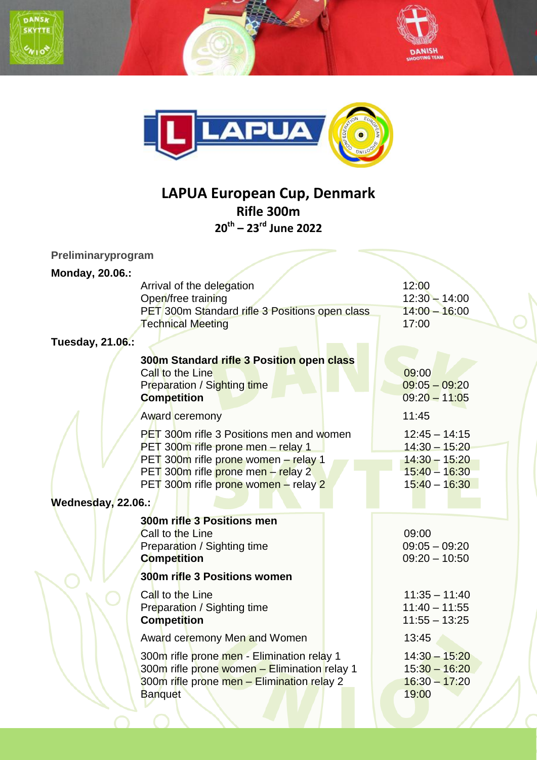# LAPUA European Cup, Denmark

## Rifle 300m

### 20th – 23rd June 2022

**Preliminaryprogram**

**Monday, 20.06.:**

| | |
|---|---|
| Arrival of the delegation | 12:00 |
| Open/free training | 12:30 – 14:00 |
| PET 300m Standard rifle 3 Positions open class | 14:00 – 16:00 |
| Technical Meeting | 17:00 |

**Tuesday, 21.06.:**

| | |
|---|---|
| **300m Standard rifle 3 Position open class** | |
| Call to the Line | 09:00 |
| Preparation / Sighting time | 09:05 – 09:20 |
| **Competition** | 09:20 – 11:05 |
| Award ceremony | 11:45 |
| PET 300m rifle 3 Positions men and women | 12:45 – 14:15 |
| PET 300m rifle prone men – relay 1 | 14:30 – 15:20 |
| PET 300m rifle prone women – relay 1 | 14:30 – 15:20 |
| PET 300m rifle prone men – relay 2 | 15:40 – 16:30 |
| PET 300m rifle prone women – relay 2 | 15:40 – 16:30 |

**Wednesday, 22.06.:**

| | |
|---|---|
| **300m rifle 3 Positions men** | |
| Call to the Line | 09:00 |
| Preparation / Sighting time | 09:05 – 09:20 |
| **Competition** | 09:20 – 10:50 |
| **300m rifle 3 Positions women** | |
| Call to the Line | 11:35 – 11:40 |
| Preparation / Sighting time | 11:40 – 11:55 |
| **Competition** | 11:55 – 13:25 |
| Award ceremony Men and Women | 13:45 |
| 300m rifle prone men - Elimination relay 1 | 14:30 – 15:20 |
| 300m rifle prone women – Elimination relay 1 | 15:30 – 16:20 |
| 300m rifle prone men – Elimination relay 2 | 16:30 – 17:20 |
| Banquet | 19:00 |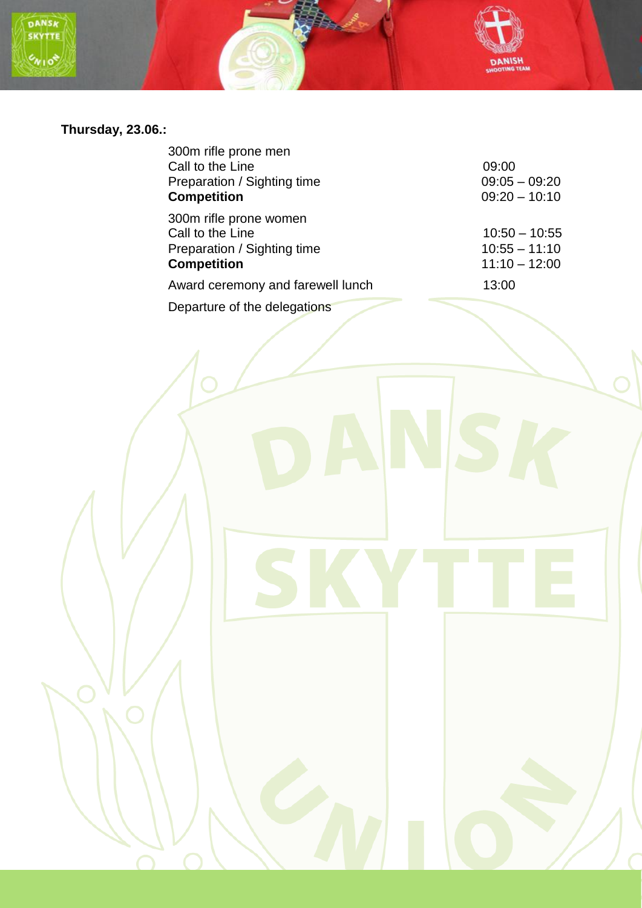**Thursday, 23.06.:**

| | |
|---|---|
| 300m rifle prone men | |
| Call to the Line | 09:00 |
| Preparation / Sighting time | 09:05 – 09:20 |
| **Competition** | 09:20 – 10:10 |
| 300m rifle prone women | |
| Call to the Line | 10:50 – 10:55 |
| Preparation / Sighting time | 10:55 – 11:10 |
| **Competition** | 11:10 – 12:00 |
| Award ceremony and farewell lunch | 13:00 |
| Departure of the delegations | |